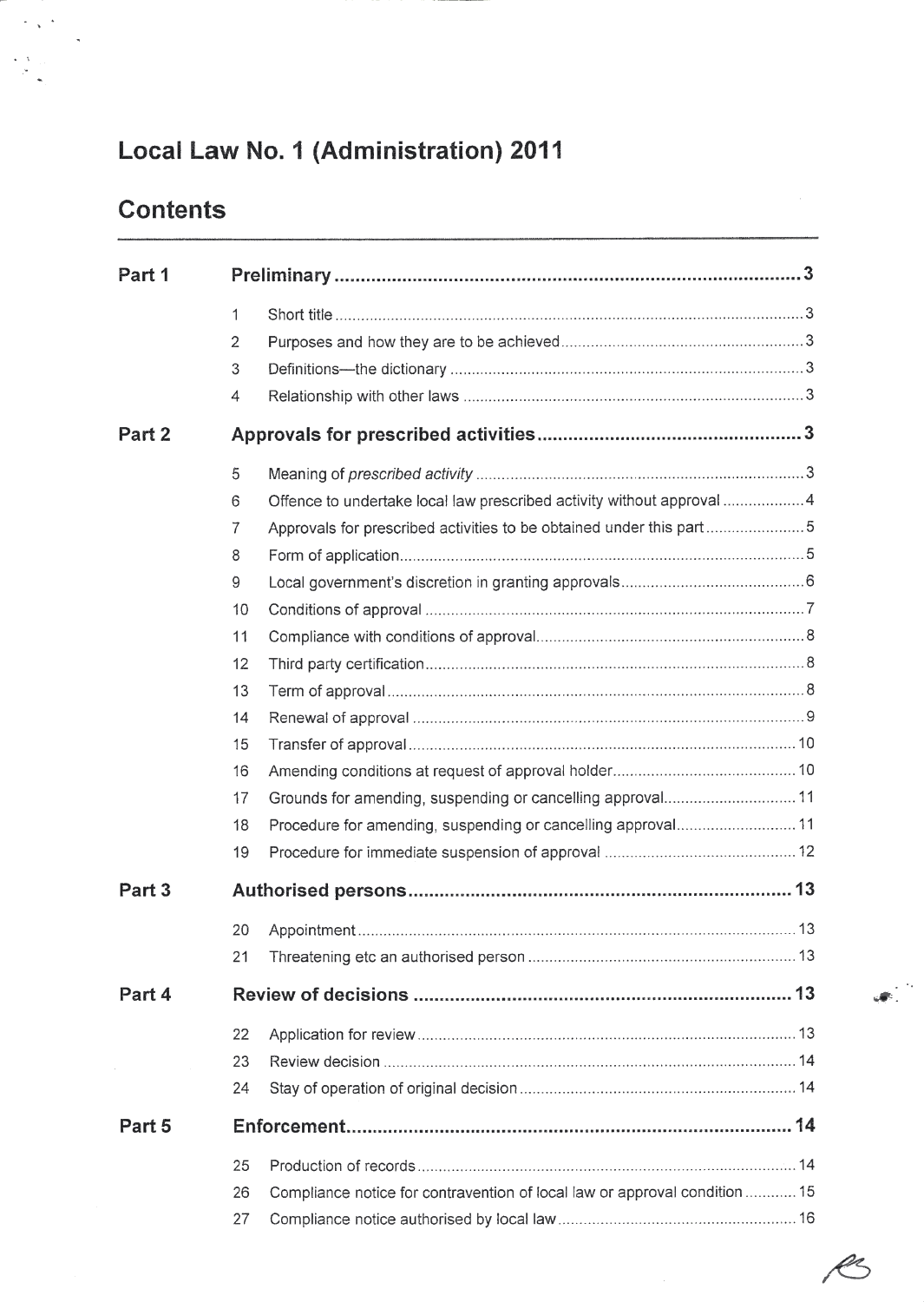# Local Law No. 1 (Administration) 2011

## Contents

| | | | |
|---|---|---|---|
| **Part 1** | | **Preliminary** | **3** |
| | 1 | Short title | 3 |
| | 2 | Purposes and how they are to be achieved | 3 |
| | 3 | Definitions—the dictionary | 3 |
| | 4 | Relationship with other laws | 3 |
| **Part 2** | | **Approvals for prescribed activities** | **3** |
| | 5 | Meaning of *prescribed activity* | 3 |
| | 6 | Offence to undertake local law prescribed activity without approval | 4 |
| | 7 | Approvals for prescribed activities to be obtained under this part | 5 |
| | 8 | Form of application | 5 |
| | 9 | Local government's discretion in granting approvals | 6 |
| | 10 | Conditions of approval | 7 |
| | 11 | Compliance with conditions of approval | 8 |
| | 12 | Third party certification | 8 |
| | 13 | Term of approval | 8 |
| | 14 | Renewal of approval | 9 |
| | 15 | Transfer of approval | 10 |
| | 16 | Amending conditions at request of approval holder | 10 |
| | 17 | Grounds for amending, suspending or cancelling approval | 11 |
| | 18 | Procedure for amending, suspending or cancelling approval | 11 |
| | 19 | Procedure for immediate suspension of approval | 12 |
| **Part 3** | | **Authorised persons** | **13** |
| | 20 | Appointment | 13 |
| | 21 | Threatening etc an authorised person | 13 |
| **Part 4** | | **Review of decisions** | **13** |
| | 22 | Application for review | 13 |
| | 23 | Review decision | 14 |
| | 24 | Stay of operation of original decision | 14 |
| **Part 5** | | **Enforcement** | **14** |
| | 25 | Production of records | 14 |
| | 26 | Compliance notice for contravention of local law or approval condition | 15 |
| | 27 | Compliance notice authorised by local law | 16 |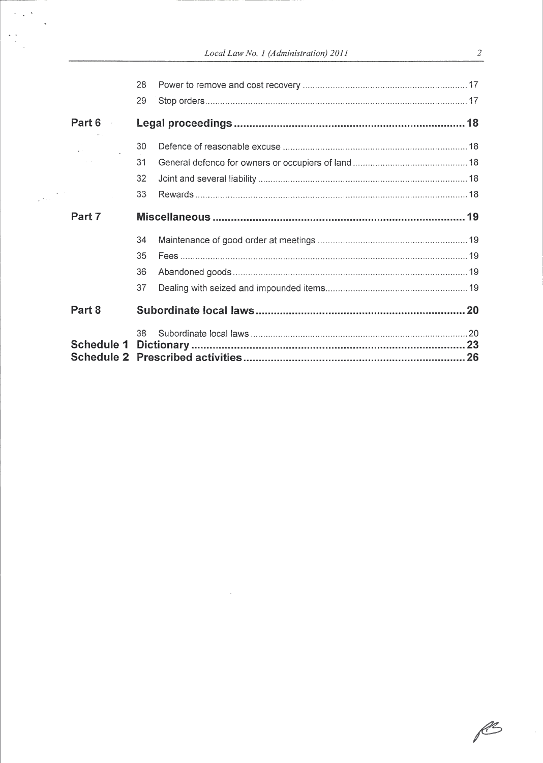| | | | |
|---|---|---|---|
| | 28 | Power to remove and cost recovery | 17 |
| | 29 | Stop orders | 17 |
| **Part 6** | | **Legal proceedings** | **18** |
| | 30 | Defence of reasonable excuse | 18 |
| | 31 | General defence for owners or occupiers of land | 18 |
| | 32 | Joint and several liability | 18 |
| | 33 | Rewards | 18 |
| **Part 7** | | **Miscellaneous** | **19** |
| | 34 | Maintenance of good order at meetings | 19 |
| | 35 | Fees | 19 |
| | 36 | Abandoned goods | 19 |
| | 37 | Dealing with seized and impounded items | 19 |
| **Part 8** | | **Subordinate local laws** | **20** |
| | 38 | Subordinate local laws | 20 |
| **Schedule 1** | | **Dictionary** | **23** |
| **Schedule 2** | | **Prescribed activities** | **26** |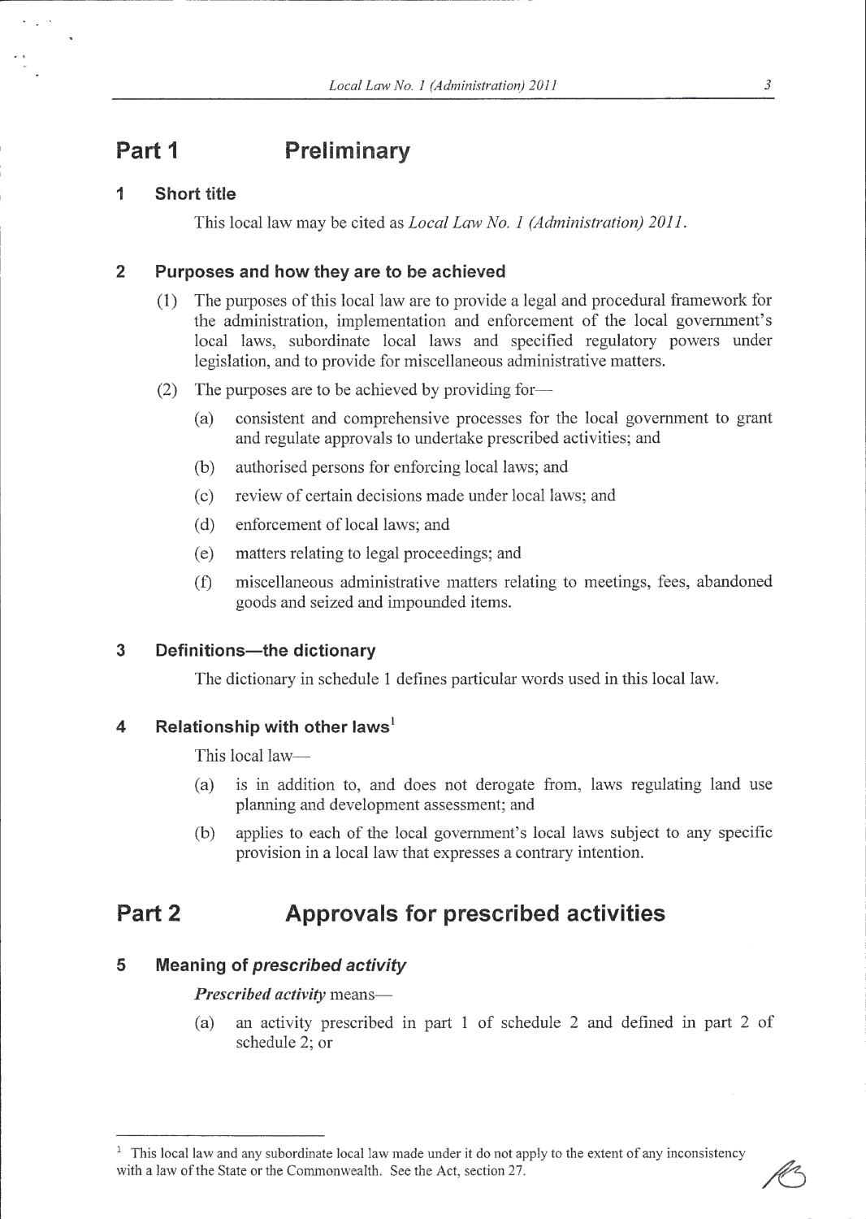# Part 1 Preliminary

## 1 Short title

This local law may be cited as *Local Law No. 1 (Administration) 2011*.

## 2 Purposes and how they are to be achieved

(1) The purposes of this local law are to provide a legal and procedural framework for the administration, implementation and enforcement of the local government's local laws, subordinate local laws and specified regulatory powers under legislation, and to provide for miscellaneous administrative matters.

(2) The purposes are to be achieved by providing for—

(a) consistent and comprehensive processes for the local government to grant and regulate approvals to undertake prescribed activities; and

(b) authorised persons for enforcing local laws; and

(c) review of certain decisions made under local laws; and

(d) enforcement of local laws; and

(e) matters relating to legal proceedings; and

(f) miscellaneous administrative matters relating to meetings, fees, abandoned goods and seized and impounded items.

## 3 Definitions—the dictionary

The dictionary in schedule 1 defines particular words used in this local law.

## 4 Relationship with other laws[1]

This local law—

(a) is in addition to, and does not derogate from, laws regulating land use planning and development assessment; and

(b) applies to each of the local government's local laws subject to any specific provision in a local law that expresses a contrary intention.

# Part 2 Approvals for prescribed activities

## 5 Meaning of *prescribed activity*

***Prescribed activity*** means—

(a) an activity prescribed in part 1 of schedule 2 and defined in part 2 of schedule 2; or

---

[1] This local law and any subordinate local law made under it do not apply to the extent of any inconsistency with a law of the State or the Commonwealth. See the Act, section 27.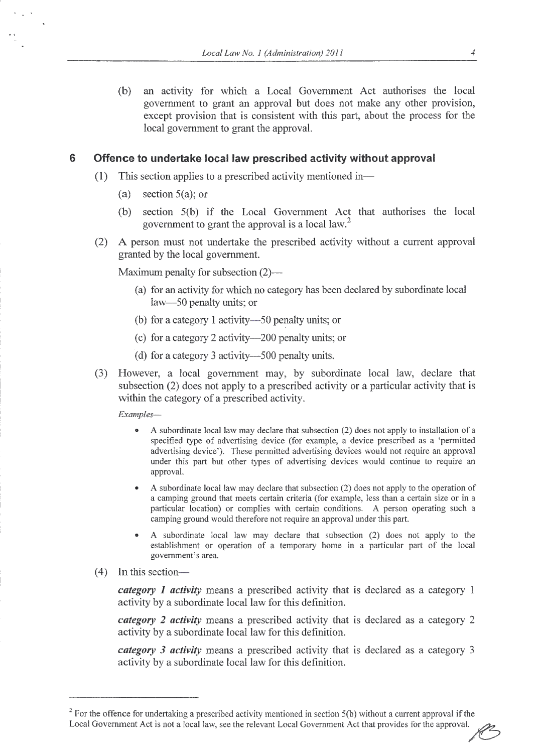(b) an activity for which a Local Government Act authorises the local government to grant an approval but does not make any other provision, except provision that is consistent with this part, about the process for the local government to grant the approval.

## 6 Offence to undertake local law prescribed activity without approval

(1) This section applies to a prescribed activity mentioned in—

(a) section 5(a); or

(b) section 5(b) if the Local Government Act that authorises the local government to grant the approval is a local law.[2]

(2) A person must not undertake the prescribed activity without a current approval granted by the local government.

Maximum penalty for subsection (2)—

(a) for an activity for which no category has been declared by subordinate local law—50 penalty units; or

(b) for a category 1 activity—50 penalty units; or

(c) for a category 2 activity—200 penalty units; or

(d) for a category 3 activity—500 penalty units.

(3) However, a local government may, by subordinate local law, declare that subsection (2) does not apply to a prescribed activity or a particular activity that is within the category of a prescribed activity.

*Examples—*

- A subordinate local law may declare that subsection (2) does not apply to installation of a specified type of advertising device (for example, a device prescribed as a 'permitted advertising device'). These permitted advertising devices would not require an approval under this part but other types of advertising devices would continue to require an approval.
- A subordinate local law may declare that subsection (2) does not apply to the operation of a camping ground that meets certain criteria (for example, less than a certain size or in a particular location) or complies with certain conditions. A person operating such a camping ground would therefore not require an approval under this part.
- A subordinate local law may declare that subsection (2) does not apply to the establishment or operation of a temporary home in a particular part of the local government's area.

(4) In this section—

***category 1 activity*** means a prescribed activity that is declared as a category 1 activity by a subordinate local law for this definition.

***category 2 activity*** means a prescribed activity that is declared as a category 2 activity by a subordinate local law for this definition.

***category 3 activity*** means a prescribed activity that is declared as a category 3 activity by a subordinate local law for this definition.

---

[2] For the offence for undertaking a prescribed activity mentioned in section 5(b) without a current approval if the Local Government Act is not a local law, see the relevant Local Government Act that provides for the approval.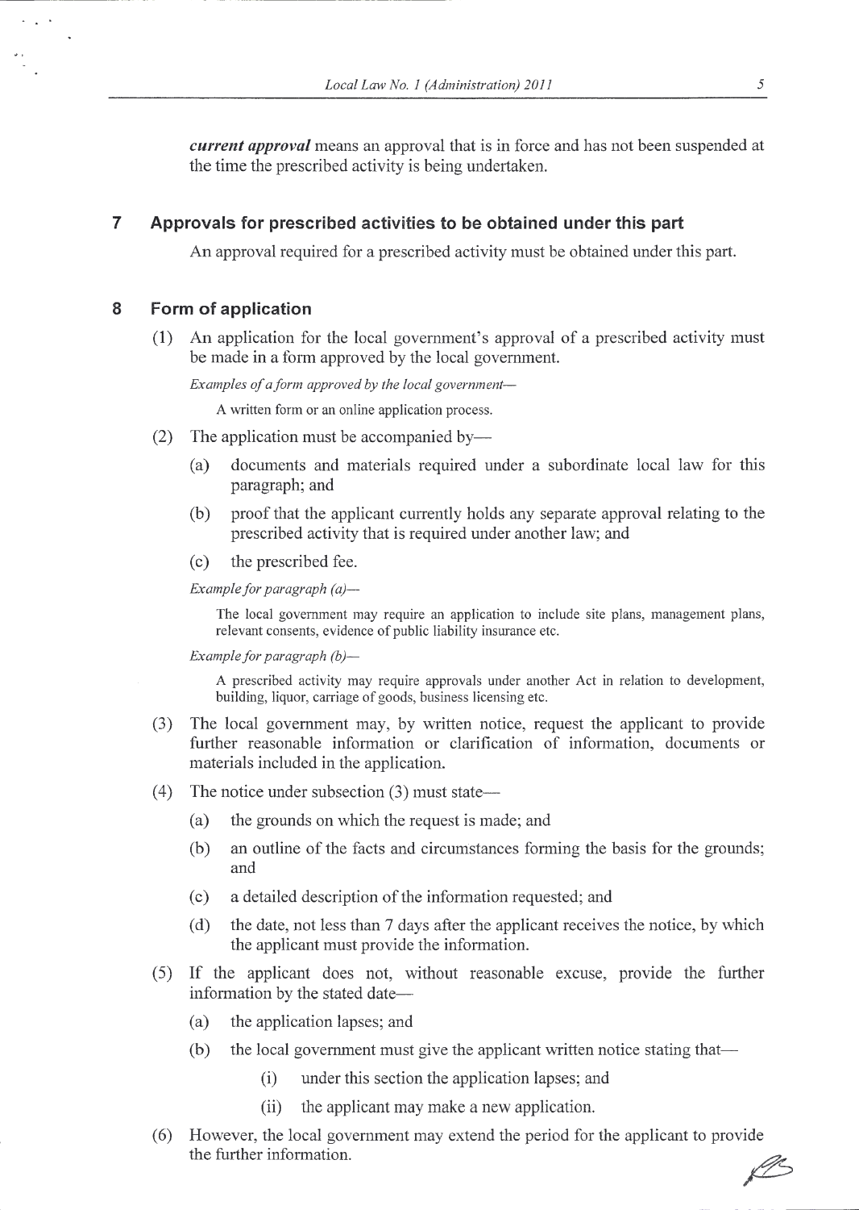***current approval*** means an approval that is in force and has not been suspended at the time the prescribed activity is being undertaken.

## 7 Approvals for prescribed activities to be obtained under this part

An approval required for a prescribed activity must be obtained under this part.

## 8 Form of application

(1) An application for the local government's approval of a prescribed activity must be made in a form approved by the local government.

*Examples of a form approved by the local government—*

A written form or an online application process.

(2) The application must be accompanied by—

(a) documents and materials required under a subordinate local law for this paragraph; and

(b) proof that the applicant currently holds any separate approval relating to the prescribed activity that is required under another law; and

(c) the prescribed fee.

*Example for paragraph (a)—*

The local government may require an application to include site plans, management plans, relevant consents, evidence of public liability insurance etc.

*Example for paragraph (b)—*

A prescribed activity may require approvals under another Act in relation to development, building, liquor, carriage of goods, business licensing etc.

(3) The local government may, by written notice, request the applicant to provide further reasonable information or clarification of information, documents or materials included in the application.

(4) The notice under subsection (3) must state—

(a) the grounds on which the request is made; and

(b) an outline of the facts and circumstances forming the basis for the grounds; and

(c) a detailed description of the information requested; and

(d) the date, not less than 7 days after the applicant receives the notice, by which the applicant must provide the information.

(5) If the applicant does not, without reasonable excuse, provide the further information by the stated date—

(a) the application lapses; and

(b) the local government must give the applicant written notice stating that—

(i) under this section the application lapses; and

(ii) the applicant may make a new application.

(6) However, the local government may extend the period for the applicant to provide the further information.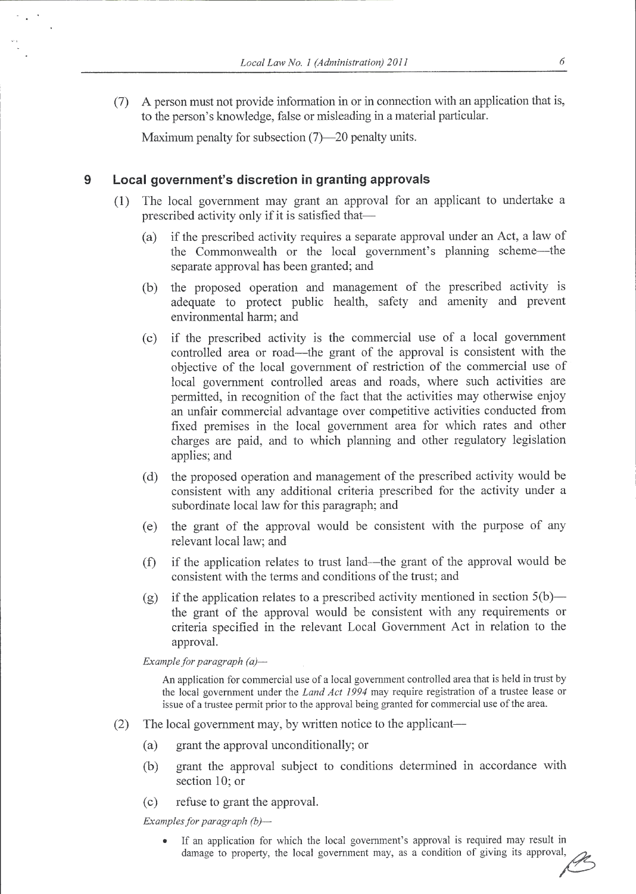(7) A person must not provide information in or in connection with an application that is, to the person's knowledge, false or misleading in a material particular.

Maximum penalty for subsection (7)—20 penalty units.

## 9 Local government's discretion in granting approvals

(1) The local government may grant an approval for an applicant to undertake a prescribed activity only if it is satisfied that—

(a) if the prescribed activity requires a separate approval under an Act, a law of the Commonwealth or the local government's planning scheme—the separate approval has been granted; and

(b) the proposed operation and management of the prescribed activity is adequate to protect public health, safety and amenity and prevent environmental harm; and

(c) if the prescribed activity is the commercial use of a local government controlled area or road—the grant of the approval is consistent with the objective of the local government of restriction of the commercial use of local government controlled areas and roads, where such activities are permitted, in recognition of the fact that the activities may otherwise enjoy an unfair commercial advantage over competitive activities conducted from fixed premises in the local government area for which rates and other charges are paid, and to which planning and other regulatory legislation applies; and

(d) the proposed operation and management of the prescribed activity would be consistent with any additional criteria prescribed for the activity under a subordinate local law for this paragraph; and

(e) the grant of the approval would be consistent with the purpose of any relevant local law; and

(f) if the application relates to trust land—the grant of the approval would be consistent with the terms and conditions of the trust; and

(g) if the application relates to a prescribed activity mentioned in section 5(b)—the grant of the approval would be consistent with any requirements or criteria specified in the relevant Local Government Act in relation to the approval.

*Example for paragraph (a)—*

An application for commercial use of a local government controlled area that is held in trust by the local government under the *Land Act 1994* may require registration of a trustee lease or issue of a trustee permit prior to the approval being granted for commercial use of the area.

(2) The local government may, by written notice to the applicant—

(a) grant the approval unconditionally; or

(b) grant the approval subject to conditions determined in accordance with section 10; or

(c) refuse to grant the approval.

*Examples for paragraph (b)—*

- If an application for which the local government's approval is required may result in damage to property, the local government may, as a condition of giving its approval,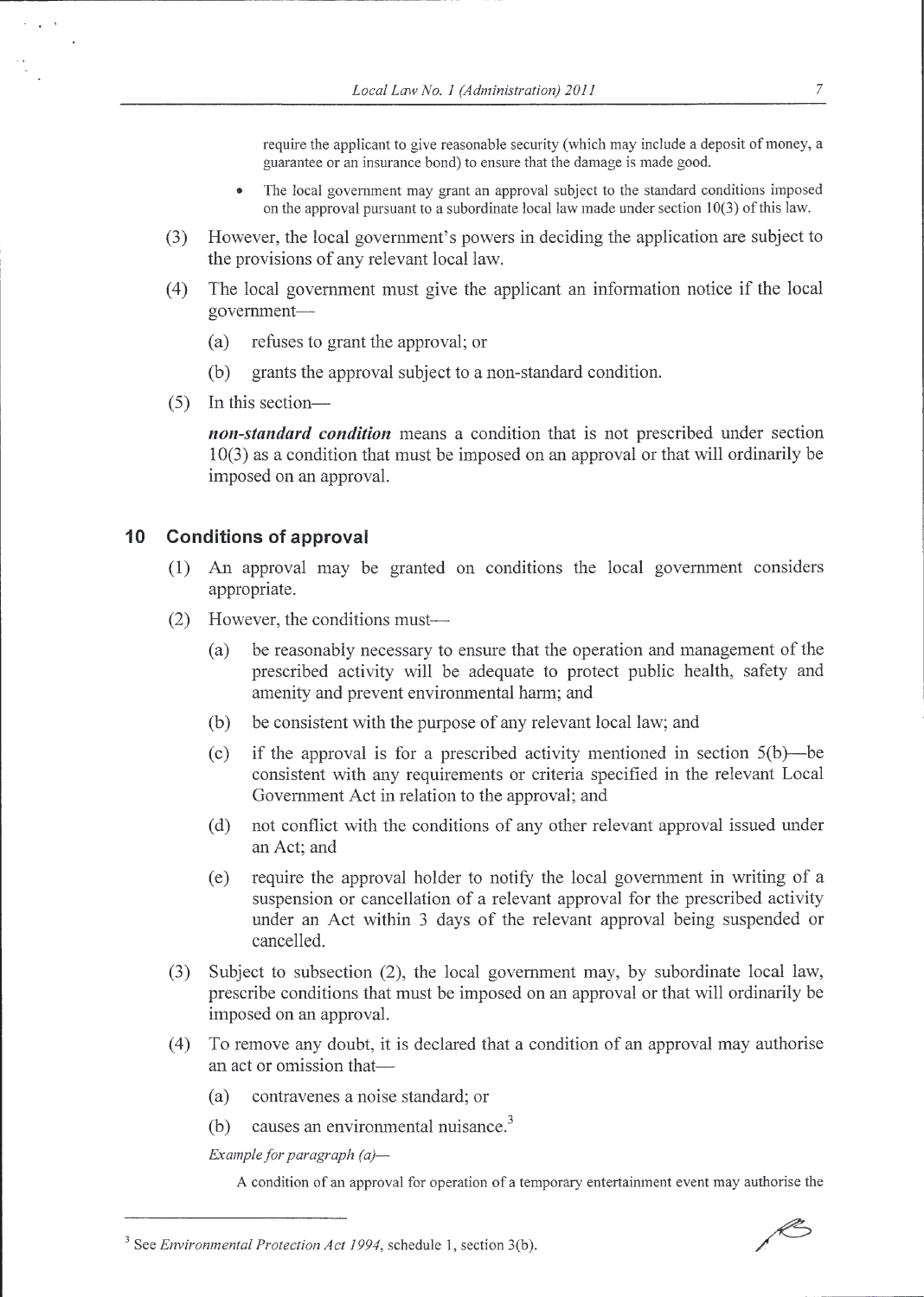require the applicant to give reasonable security (which may include a deposit of money, a guarantee or an insurance bond) to ensure that the damage is made good.

- The local government may grant an approval subject to the standard conditions imposed on the approval pursuant to a subordinate local law made under section 10(3) of this law.

(3) However, the local government's powers in deciding the application are subject to the provisions of any relevant local law.

(4) The local government must give the applicant an information notice if the local government—

(a) refuses to grant the approval; or

(b) grants the approval subject to a non-standard condition.

(5) In this section—

***non-standard condition*** means a condition that is not prescribed under section 10(3) as a condition that must be imposed on an approval or that will ordinarily be imposed on an approval.

## 10 Conditions of approval

(1) An approval may be granted on conditions the local government considers appropriate.

(2) However, the conditions must—

(a) be reasonably necessary to ensure that the operation and management of the prescribed activity will be adequate to protect public health, safety and amenity and prevent environmental harm; and

(b) be consistent with the purpose of any relevant local law; and

(c) if the approval is for a prescribed activity mentioned in section 5(b)—be consistent with any requirements or criteria specified in the relevant Local Government Act in relation to the approval; and

(d) not conflict with the conditions of any other relevant approval issued under an Act; and

(e) require the approval holder to notify the local government in writing of a suspension or cancellation of a relevant approval for the prescribed activity under an Act within 3 days of the relevant approval being suspended or cancelled.

(3) Subject to subsection (2), the local government may, by subordinate local law, prescribe conditions that must be imposed on an approval or that will ordinarily be imposed on an approval.

(4) To remove any doubt, it is declared that a condition of an approval may authorise an act or omission that—

(a) contravenes a noise standard; or

(b) causes an environmental nuisance.[3]

*Example for paragraph (a)—*

A condition of an approval for operation of a temporary entertainment event may authorise the

---

[3] See *Environmental Protection Act 1994*, schedule 1, section 3(b).